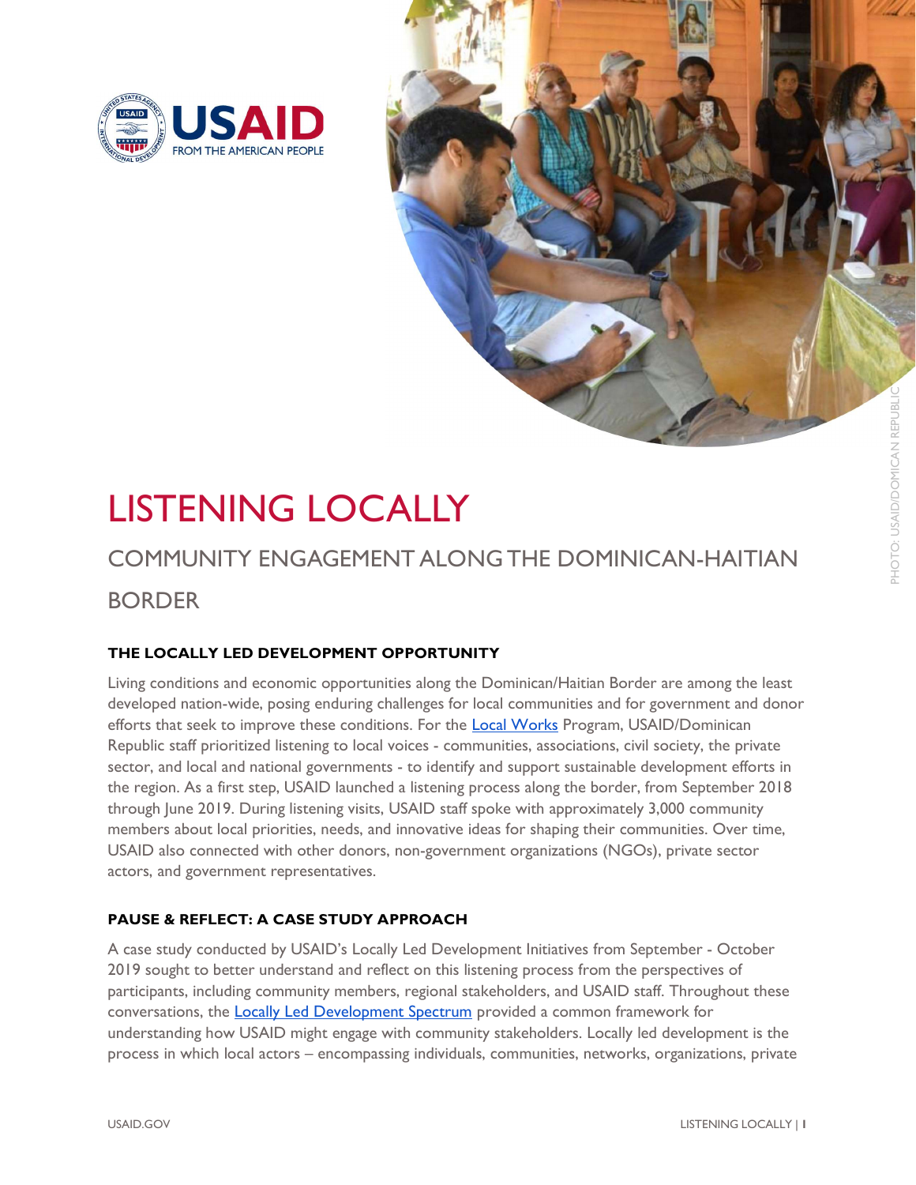# LISTENING LOCALLY

## COMMUNITY ENGAGEMENT ALONG THE DOMINICAN-HAITIAN BORDER

PHOTO: USAID/DOMICAN REPUBLIC

### THE LOCALLY LED DEVELOPMENT OPPORTUNITY

Living conditions and economic opportunities along the Dominican/Haitian Border are among the least developed nation-wide, posing enduring challenges for local communities and for government and donor efforts that seek to improve these conditions. For the Local Works Program, USAID/Dominican Republic staff prioritized listening to local voices - communities, associations, civil society, the private sector, and local and national governments - to identify and support sustainable development efforts in the region. As a first step, USAID launched a listening process along the border, from September 2018 through June 2019. During listening visits, USAID staff spoke with approximately 3,000 community members about local priorities, needs, and innovative ideas for shaping their communities. Over time, USAID also connected with other donors, non-government organizations (NGOs), private sector actors, and government representatives.

### PAUSE & REFLECT: A CASE STUDY APPROACH

A case study conducted by USAID's Locally Led Development Initiatives from September - October 2019 sought to better understand and reflect on this listening process from the perspectives of participants, including community members, regional stakeholders, and USAID staff. Throughout these conversations, the Locally Led Development Spectrum provided a common framework for understanding how USAID might engage with community stakeholders. Locally led development is the process in which local actors – encompassing individuals, communities, networks, organizations, private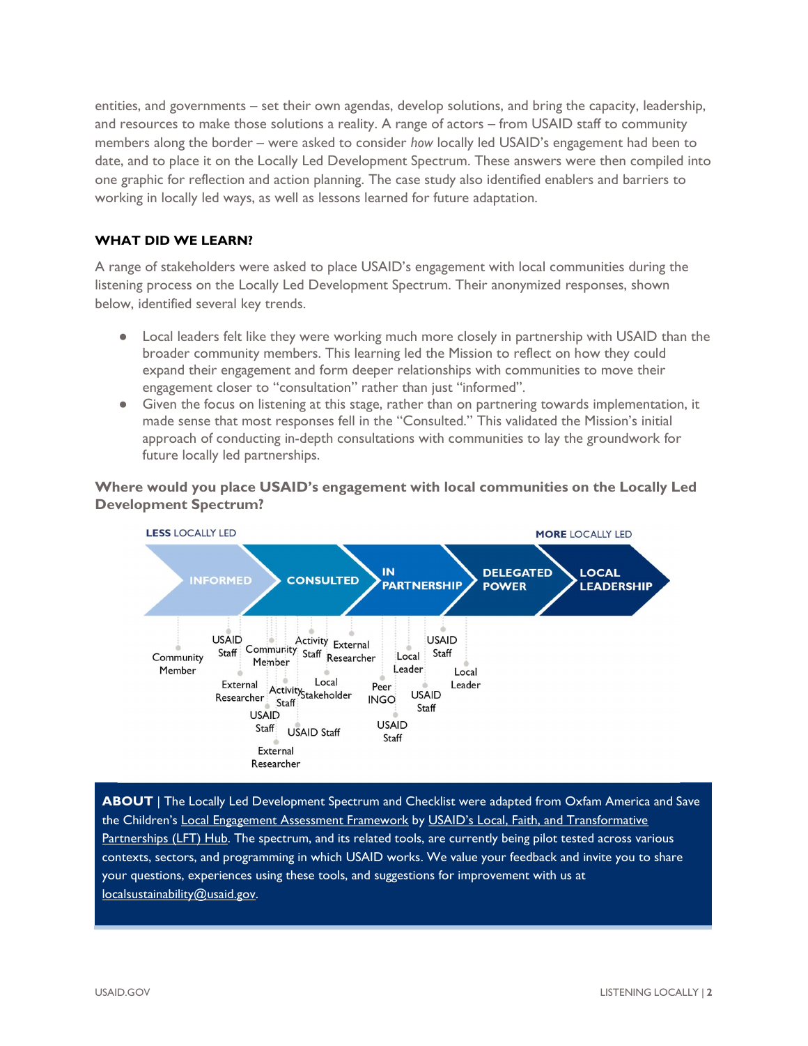entities, and governments – set their own agendas, develop solutions, and bring the capacity, leadership, and resources to make those solutions a reality. A range of actors – from USAID staff to community members along the border – were asked to consider *how* locally led USAID's engagement had been to date, and to place it on the Locally Led Development Spectrum. These answers were then compiled into one graphic for reflection and action planning. The case study also identified enablers and barriers to working in locally led ways, as well as lessons learned for future adaptation.

## WHAT DID WE LEARN?

A range of stakeholders were asked to place USAID's engagement with local communities during the listening process on the Locally Led Development Spectrum. Their anonymized responses, shown below, identified several key trends.

- Local leaders felt like they were working much more closely in partnership with USAID than the broader community members. This learning led the Mission to reflect on how they could expand their engagement and form deeper relationships with communities to move their engagement closer to "consultation" rather than just "informed".
- Given the focus on listening at this stage, rather than on partnering towards implementation, it made sense that most responses fell in the "Consulted." This validated the Mission's initial approach of conducting in-depth consultations with communities to lay the groundwork for future locally led partnerships.

### Where would you place USAID's engagement with local communities on the Locally Led Development Spectrum?

**LESS** LOCALLY LED

**MORE** LOCALLY LED

INFORMED

CONSULTED

IN PARTNERSHIP

DELEGATED POWER

LOCAL LEADERSHIP

Community Member

USAID Staff

External Researcher

USAID Staff

External Researcher

Community Member

Activity Staff

Activity Staff

Local Stakeholder

USAID Staff

External Researcher

Peer INGO

USAID Staff

Local Leader

USAID Staff

USAID Staff

Local Leader

**ABOUT** | The Locally Led Development Spectrum and Checklist were adapted from Oxfam America and Save the Children's Local Engagement Assessment Framework by USAID's Local, Faith, and Transformative Partnerships (LFT) Hub. The spectrum, and its related tools, are currently being pilot tested across various contexts, sectors, and programming in which USAID works. We value your feedback and invite you to share your questions, experiences using these tools, and suggestions for improvement with us at localsustainability@usaid.gov.